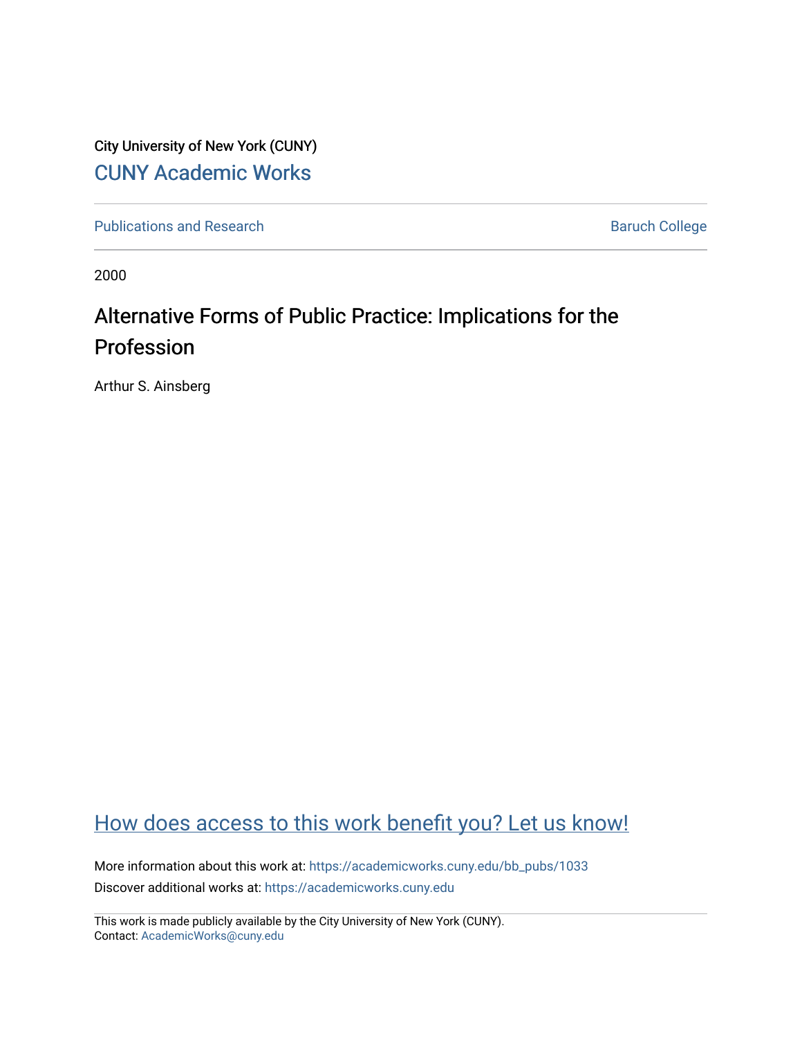City University of New York (CUNY)

CUNY Academic Works

Publications and Research

Baruch College

2000

# Alternative Forms of Public Practice: Implications for the Profession

Arthur S. Ainsberg

How does access to this work benefit you? Let us know!

More information about this work at: https://academicworks.cuny.edu/bb_pubs/1033

Discover additional works at: https://academicworks.cuny.edu

This work is made publicly available by the City University of New York (CUNY).
Contact: AcademicWorks@cuny.edu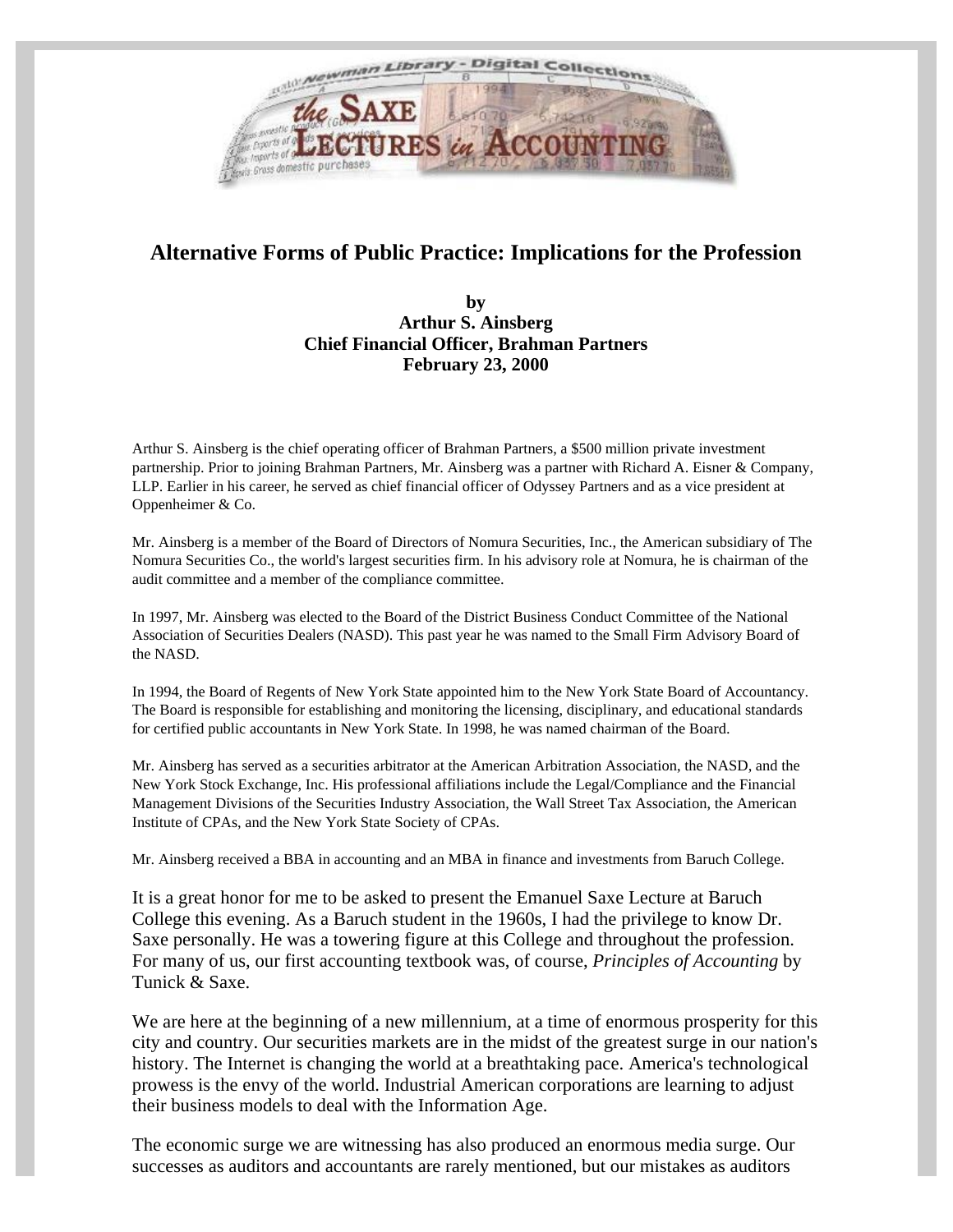# Alternative Forms of Public Practice: Implications for the Profession

**by**
**Arthur S. Ainsberg**
**Chief Financial Officer, Brahman Partners**
**February 23, 2000**

Arthur S. Ainsberg is the chief operating officer of Brahman Partners, a $500 million private investment partnership. Prior to joining Brahman Partners, Mr. Ainsberg was a partner with Richard A. Eisner & Company, LLP. Earlier in his career, he served as chief financial officer of Odyssey Partners and as a vice president at Oppenheimer & Co.

Mr. Ainsberg is a member of the Board of Directors of Nomura Securities, Inc., the American subsidiary of The Nomura Securities Co., the world's largest securities firm. In his advisory role at Nomura, he is chairman of the audit committee and a member of the compliance committee.

In 1997, Mr. Ainsberg was elected to the Board of the District Business Conduct Committee of the National Association of Securities Dealers (NASD). This past year he was named to the Small Firm Advisory Board of the NASD.

In 1994, the Board of Regents of New York State appointed him to the New York State Board of Accountancy. The Board is responsible for establishing and monitoring the licensing, disciplinary, and educational standards for certified public accountants in New York State. In 1998, he was named chairman of the Board.

Mr. Ainsberg has served as a securities arbitrator at the American Arbitration Association, the NASD, and the New York Stock Exchange, Inc. His professional affiliations include the Legal/Compliance and the Financial Management Divisions of the Securities Industry Association, the Wall Street Tax Association, the American Institute of CPAs, and the New York State Society of CPAs.

Mr. Ainsberg received a BBA in accounting and an MBA in finance and investments from Baruch College.

It is a great honor for me to be asked to present the Emanuel Saxe Lecture at Baruch College this evening. As a Baruch student in the 1960s, I had the privilege to know Dr. Saxe personally. He was a towering figure at this College and throughout the profession. For many of us, our first accounting textbook was, of course, *Principles of Accounting* by Tunick & Saxe.

We are here at the beginning of a new millennium, at a time of enormous prosperity for this city and country. Our securities markets are in the midst of the greatest surge in our nation's history. The Internet is changing the world at a breathtaking pace. America's technological prowess is the envy of the world. Industrial American corporations are learning to adjust their business models to deal with the Information Age.

The economic surge we are witnessing has also produced an enormous media surge. Our successes as auditors and accountants are rarely mentioned, but our mistakes as auditors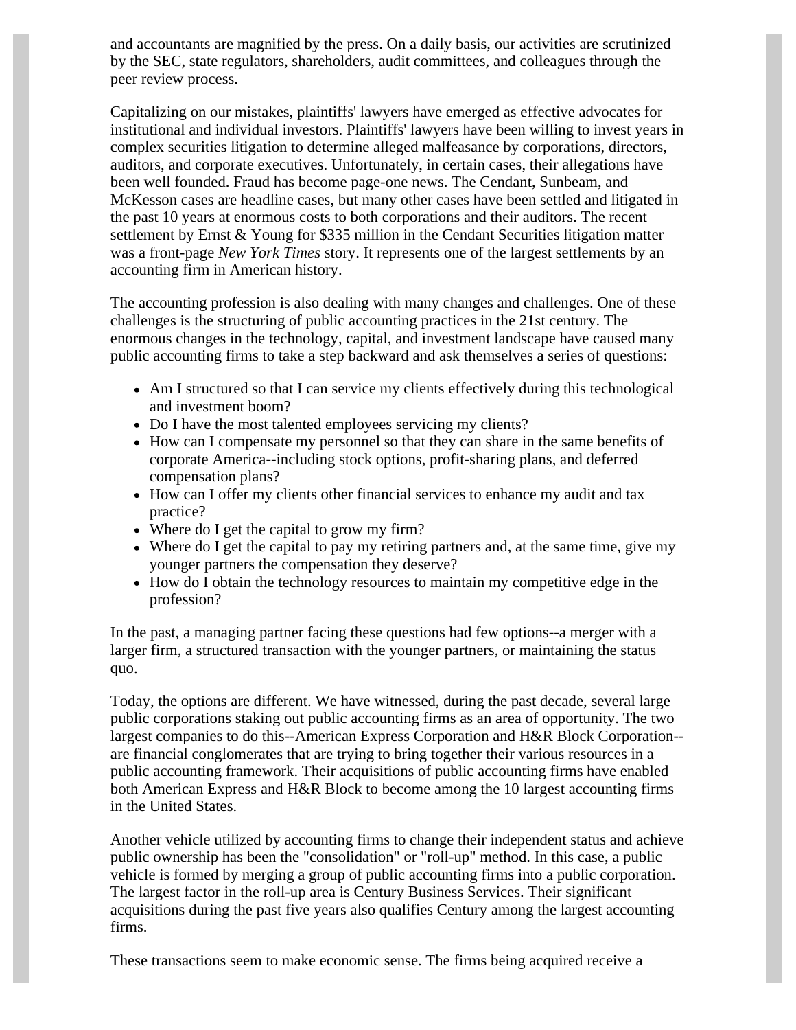and accountants are magnified by the press. On a daily basis, our activities are scrutinized by the SEC, state regulators, shareholders, audit committees, and colleagues through the peer review process.

Capitalizing on our mistakes, plaintiffs' lawyers have emerged as effective advocates for institutional and individual investors. Plaintiffs' lawyers have been willing to invest years in complex securities litigation to determine alleged malfeasance by corporations, directors, auditors, and corporate executives. Unfortunately, in certain cases, their allegations have been well founded. Fraud has become page-one news. The Cendant, Sunbeam, and McKesson cases are headline cases, but many other cases have been settled and litigated in the past 10 years at enormous costs to both corporations and their auditors. The recent settlement by Ernst & Young for $335 million in the Cendant Securities litigation matter was a front-page *New York Times* story. It represents one of the largest settlements by an accounting firm in American history.

The accounting profession is also dealing with many changes and challenges. One of these challenges is the structuring of public accounting practices in the 21st century. The enormous changes in the technology, capital, and investment landscape have caused many public accounting firms to take a step backward and ask themselves a series of questions:

- Am I structured so that I can service my clients effectively during this technological and investment boom?
- Do I have the most talented employees servicing my clients?
- How can I compensate my personnel so that they can share in the same benefits of corporate America--including stock options, profit-sharing plans, and deferred compensation plans?
- How can I offer my clients other financial services to enhance my audit and tax practice?
- Where do I get the capital to grow my firm?
- Where do I get the capital to pay my retiring partners and, at the same time, give my younger partners the compensation they deserve?
- How do I obtain the technology resources to maintain my competitive edge in the profession?

In the past, a managing partner facing these questions had few options--a merger with a larger firm, a structured transaction with the younger partners, or maintaining the status quo.

Today, the options are different. We have witnessed, during the past decade, several large public corporations staking out public accounting firms as an area of opportunity. The two largest companies to do this--American Express Corporation and H&R Block Corporation--are financial conglomerates that are trying to bring together their various resources in a public accounting framework. Their acquisitions of public accounting firms have enabled both American Express and H&R Block to become among the 10 largest accounting firms in the United States.

Another vehicle utilized by accounting firms to change their independent status and achieve public ownership has been the "consolidation" or "roll-up" method. In this case, a public vehicle is formed by merging a group of public accounting firms into a public corporation. The largest factor in the roll-up area is Century Business Services. Their significant acquisitions during the past five years also qualifies Century among the largest accounting firms.

These transactions seem to make economic sense. The firms being acquired receive a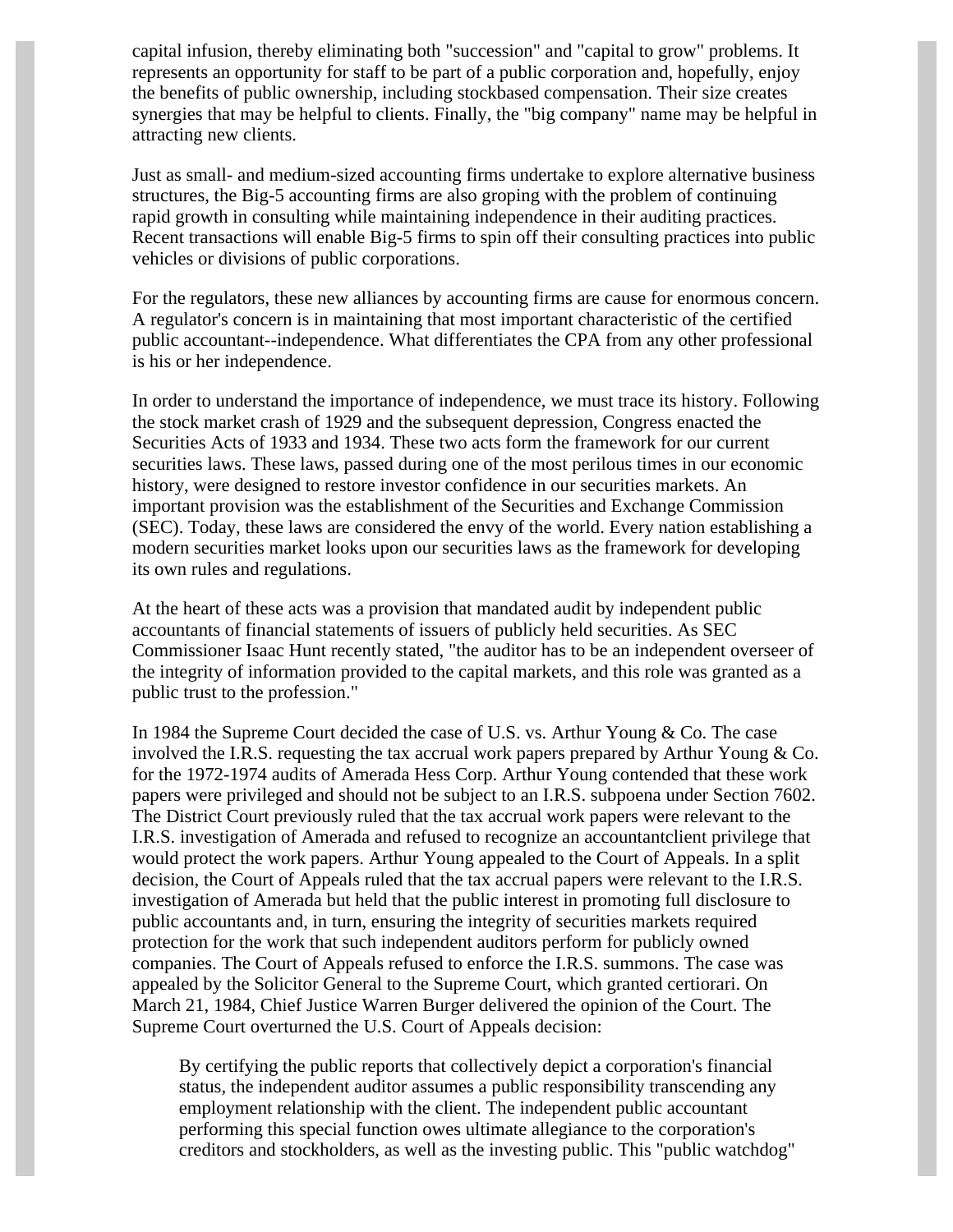capital infusion, thereby eliminating both "succession" and "capital to grow" problems. It represents an opportunity for staff to be part of a public corporation and, hopefully, enjoy the benefits of public ownership, including stockbased compensation. Their size creates synergies that may be helpful to clients. Finally, the "big company" name may be helpful in attracting new clients.

Just as small- and medium-sized accounting firms undertake to explore alternative business structures, the Big-5 accounting firms are also groping with the problem of continuing rapid growth in consulting while maintaining independence in their auditing practices. Recent transactions will enable Big-5 firms to spin off their consulting practices into public vehicles or divisions of public corporations.

For the regulators, these new alliances by accounting firms are cause for enormous concern. A regulator's concern is in maintaining that most important characteristic of the certified public accountant--independence. What differentiates the CPA from any other professional is his or her independence.

In order to understand the importance of independence, we must trace its history. Following the stock market crash of 1929 and the subsequent depression, Congress enacted the Securities Acts of 1933 and 1934. These two acts form the framework for our current securities laws. These laws, passed during one of the most perilous times in our economic history, were designed to restore investor confidence in our securities markets. An important provision was the establishment of the Securities and Exchange Commission (SEC). Today, these laws are considered the envy of the world. Every nation establishing a modern securities market looks upon our securities laws as the framework for developing its own rules and regulations.

At the heart of these acts was a provision that mandated audit by independent public accountants of financial statements of issuers of publicly held securities. As SEC Commissioner Isaac Hunt recently stated, "the auditor has to be an independent overseer of the integrity of information provided to the capital markets, and this role was granted as a public trust to the profession."

In 1984 the Supreme Court decided the case of U.S. vs. Arthur Young & Co. The case involved the I.R.S. requesting the tax accrual work papers prepared by Arthur Young & Co. for the 1972-1974 audits of Amerada Hess Corp. Arthur Young contended that these work papers were privileged and should not be subject to an I.R.S. subpoena under Section 7602. The District Court previously ruled that the tax accrual work papers were relevant to the I.R.S. investigation of Amerada and refused to recognize an accountantclient privilege that would protect the work papers. Arthur Young appealed to the Court of Appeals. In a split decision, the Court of Appeals ruled that the tax accrual papers were relevant to the I.R.S. investigation of Amerada but held that the public interest in promoting full disclosure to public accountants and, in turn, ensuring the integrity of securities markets required protection for the work that such independent auditors perform for publicly owned companies. The Court of Appeals refused to enforce the I.R.S. summons. The case was appealed by the Solicitor General to the Supreme Court, which granted certiorari. On March 21, 1984, Chief Justice Warren Burger delivered the opinion of the Court. The Supreme Court overturned the U.S. Court of Appeals decision:

> By certifying the public reports that collectively depict a corporation's financial status, the independent auditor assumes a public responsibility transcending any employment relationship with the client. The independent public accountant performing this special function owes ultimate allegiance to the corporation's creditors and stockholders, as well as the investing public. This "public watchdog"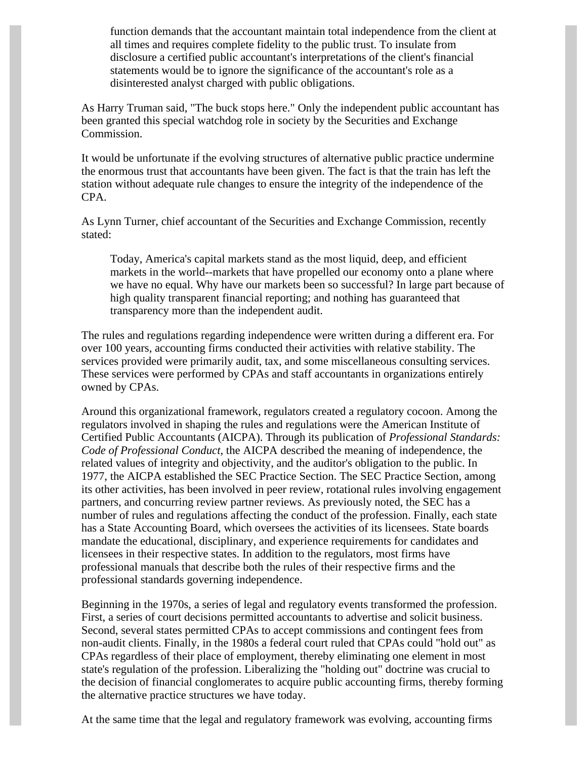> function demands that the accountant maintain total independence from the client at all times and requires complete fidelity to the public trust. To insulate from disclosure a certified public accountant's interpretations of the client's financial statements would be to ignore the significance of the accountant's role as a disinterested analyst charged with public obligations.

As Harry Truman said, "The buck stops here." Only the independent public accountant has been granted this special watchdog role in society by the Securities and Exchange Commission.

It would be unfortunate if the evolving structures of alternative public practice undermine the enormous trust that accountants have been given. The fact is that the train has left the station without adequate rule changes to ensure the integrity of the independence of the CPA.

As Lynn Turner, chief accountant of the Securities and Exchange Commission, recently stated:

> Today, America's capital markets stand as the most liquid, deep, and efficient markets in the world--markets that have propelled our economy onto a plane where we have no equal. Why have our markets been so successful? In large part because of high quality transparent financial reporting; and nothing has guaranteed that transparency more than the independent audit.

The rules and regulations regarding independence were written during a different era. For over 100 years, accounting firms conducted their activities with relative stability. The services provided were primarily audit, tax, and some miscellaneous consulting services. These services were performed by CPAs and staff accountants in organizations entirely owned by CPAs.

Around this organizational framework, regulators created a regulatory cocoon. Among the regulators involved in shaping the rules and regulations were the American Institute of Certified Public Accountants (AICPA). Through its publication of *Professional Standards: Code of Professional Conduct,* the AICPA described the meaning of independence, the related values of integrity and objectivity, and the auditor's obligation to the public. In 1977, the AICPA established the SEC Practice Section. The SEC Practice Section, among its other activities, has been involved in peer review, rotational rules involving engagement partners, and concurring review partner reviews. As previously noted, the SEC has a number of rules and regulations affecting the conduct of the profession. Finally, each state has a State Accounting Board, which oversees the activities of its licensees. State boards mandate the educational, disciplinary, and experience requirements for candidates and licensees in their respective states. In addition to the regulators, most firms have professional manuals that describe both the rules of their respective firms and the professional standards governing independence.

Beginning in the 1970s, a series of legal and regulatory events transformed the profession. First, a series of court decisions permitted accountants to advertise and solicit business. Second, several states permitted CPAs to accept commissions and contingent fees from non-audit clients. Finally, in the 1980s a federal court ruled that CPAs could "hold out" as CPAs regardless of their place of employment, thereby eliminating one element in most state's regulation of the profession. Liberalizing the "holding out" doctrine was crucial to the decision of financial conglomerates to acquire public accounting firms, thereby forming the alternative practice structures we have today.

At the same time that the legal and regulatory framework was evolving, accounting firms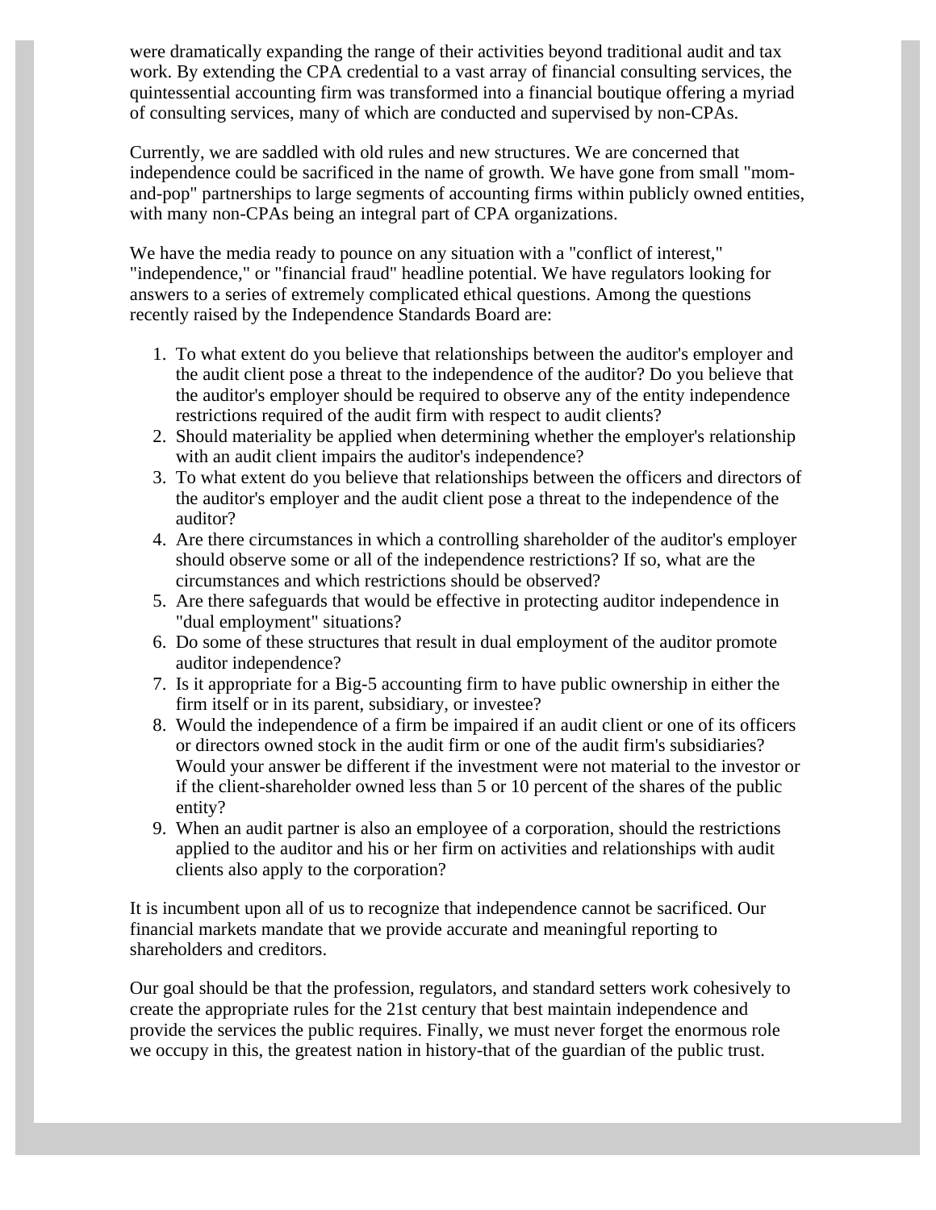were dramatically expanding the range of their activities beyond traditional audit and tax work. By extending the CPA credential to a vast array of financial consulting services, the quintessential accounting firm was transformed into a financial boutique offering a myriad of consulting services, many of which are conducted and supervised by non-CPAs.

Currently, we are saddled with old rules and new structures. We are concerned that independence could be sacrificed in the name of growth. We have gone from small "mom-and-pop" partnerships to large segments of accounting firms within publicly owned entities, with many non-CPAs being an integral part of CPA organizations.

We have the media ready to pounce on any situation with a "conflict of interest," "independence," or "financial fraud" headline potential. We have regulators looking for answers to a series of extremely complicated ethical questions. Among the questions recently raised by the Independence Standards Board are:

1. To what extent do you believe that relationships between the auditor's employer and the audit client pose a threat to the independence of the auditor? Do you believe that the auditor's employer should be required to observe any of the entity independence restrictions required of the audit firm with respect to audit clients?
2. Should materiality be applied when determining whether the employer's relationship with an audit client impairs the auditor's independence?
3. To what extent do you believe that relationships between the officers and directors of the auditor's employer and the audit client pose a threat to the independence of the auditor?
4. Are there circumstances in which a controlling shareholder of the auditor's employer should observe some or all of the independence restrictions? If so, what are the circumstances and which restrictions should be observed?
5. Are there safeguards that would be effective in protecting auditor independence in "dual employment" situations?
6. Do some of these structures that result in dual employment of the auditor promote auditor independence?
7. Is it appropriate for a Big-5 accounting firm to have public ownership in either the firm itself or in its parent, subsidiary, or investee?
8. Would the independence of a firm be impaired if an audit client or one of its officers or directors owned stock in the audit firm or one of the audit firm's subsidiaries? Would your answer be different if the investment were not material to the investor or if the client-shareholder owned less than 5 or 10 percent of the shares of the public entity?
9. When an audit partner is also an employee of a corporation, should the restrictions applied to the auditor and his or her firm on activities and relationships with audit clients also apply to the corporation?

It is incumbent upon all of us to recognize that independence cannot be sacrificed. Our financial markets mandate that we provide accurate and meaningful reporting to shareholders and creditors.

Our goal should be that the profession, regulators, and standard setters work cohesively to create the appropriate rules for the 21st century that best maintain independence and provide the services the public requires. Finally, we must never forget the enormous role we occupy in this, the greatest nation in history-that of the guardian of the public trust.